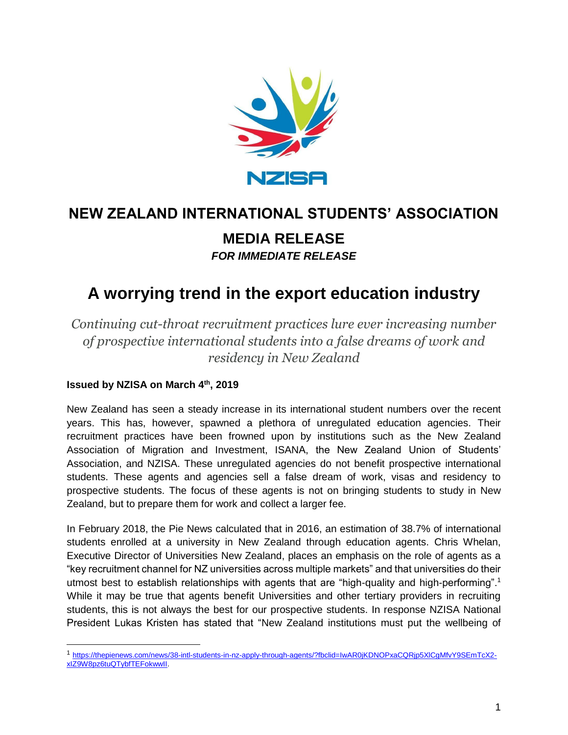NZISA

# NEW ZEALAND INTERNATIONAL STUDENTS' ASSOCIATION

## MEDIA RELEASE

***FOR IMMEDIATE RELEASE***

# A worrying trend in the export education industry

*Continuing cut-throat recruitment practices lure ever increasing number of prospective international students into a false dreams of work and residency in New Zealand*

**Issued by NZISA on March 4th, 2019**

New Zealand has seen a steady increase in its international student numbers over the recent years. This has, however, spawned a plethora of unregulated education agencies. Their recruitment practices have been frowned upon by institutions such as the New Zealand Association of Migration and Investment, ISANA, the New Zealand Union of Students' Association, and NZISA. These unregulated agencies do not benefit prospective international students. These agents and agencies sell a false dream of work, visas and residency to prospective students. The focus of these agents is not on bringing students to study in New Zealand, but to prepare them for work and collect a larger fee.

In February 2018, the Pie News calculated that in 2016, an estimation of 38.7% of international students enrolled at a university in New Zealand through education agents. Chris Whelan, Executive Director of Universities New Zealand, places an emphasis on the role of agents as a "key recruitment channel for NZ universities across multiple markets" and that universities do their utmost best to establish relationships with agents that are "high-quality and high-performing".[1] While it may be true that agents benefit Universities and other tertiary providers in recruiting students, this is not always the best for our prospective students. In response NZISA National President Lukas Kristen has stated that "New Zealand institutions must put the wellbeing of

[1] https://thepienews.com/news/38-intl-students-in-nz-apply-through-agents/?fbclid=IwAR0jKDNOPxaCQRjp5XlCgMfvY9SEmTcX2-xlZ9W8pz6tuQTybfTEFokwwlI.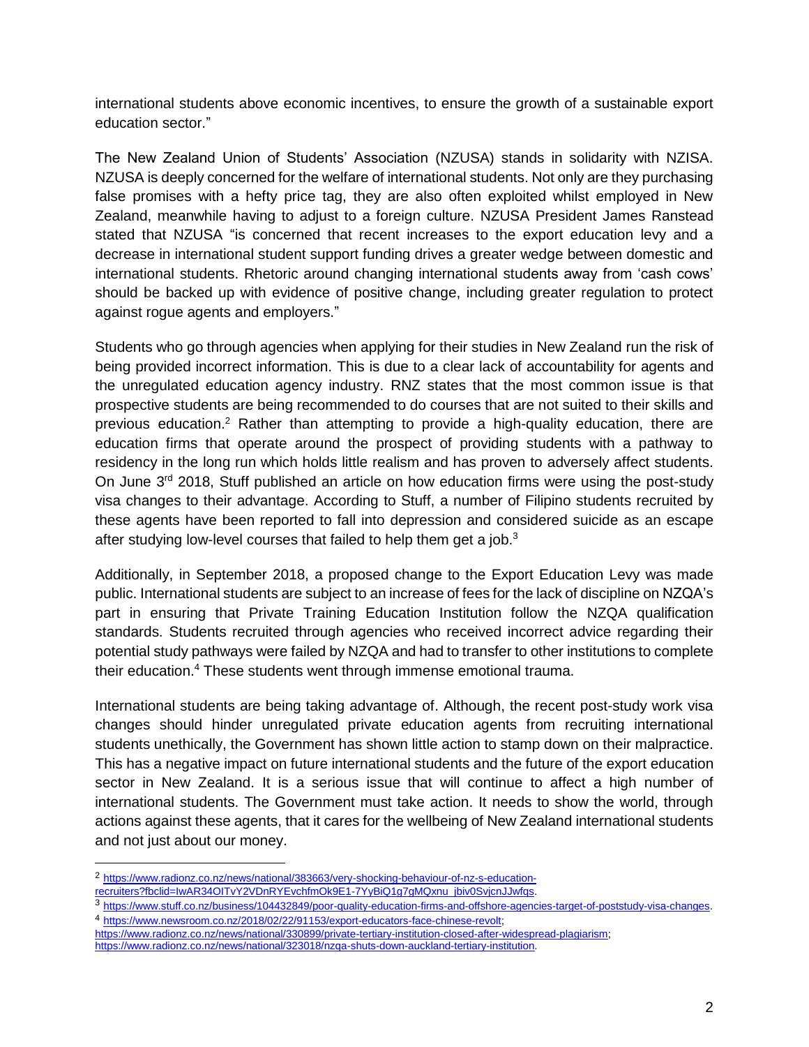international students above economic incentives, to ensure the growth of a sustainable export education sector."

The New Zealand Union of Students' Association (NZUSA) stands in solidarity with NZISA. NZUSA is deeply concerned for the welfare of international students. Not only are they purchasing false promises with a hefty price tag, they are also often exploited whilst employed in New Zealand, meanwhile having to adjust to a foreign culture. NZUSA President James Ranstead stated that NZUSA "is concerned that recent increases to the export education levy and a decrease in international student support funding drives a greater wedge between domestic and international students. Rhetoric around changing international students away from 'cash cows' should be backed up with evidence of positive change, including greater regulation to protect against rogue agents and employers."

Students who go through agencies when applying for their studies in New Zealand run the risk of being provided incorrect information. This is due to a clear lack of accountability for agents and the unregulated education agency industry. RNZ states that the most common issue is that prospective students are being recommended to do courses that are not suited to their skills and previous education.[2] Rather than attempting to provide a high-quality education, there are education firms that operate around the prospect of providing students with a pathway to residency in the long run which holds little realism and has proven to adversely affect students. On June 3rd 2018, Stuff published an article on how education firms were using the post-study visa changes to their advantage. According to Stuff, a number of Filipino students recruited by these agents have been reported to fall into depression and considered suicide as an escape after studying low-level courses that failed to help them get a job.[3]

Additionally, in September 2018, a proposed change to the Export Education Levy was made public. International students are subject to an increase of fees for the lack of discipline on NZQA's part in ensuring that Private Training Education Institution follow the NZQA qualification standards. Students recruited through agencies who received incorrect advice regarding their potential study pathways were failed by NZQA and had to transfer to other institutions to complete their education.[4] These students went through immense emotional trauma.

International students are being taking advantage of. Although, the recent post-study work visa changes should hinder unregulated private education agents from recruiting international students unethically, the Government has shown little action to stamp down on their malpractice. This has a negative impact on future international students and the future of the export education sector in New Zealand. It is a serious issue that will continue to affect a high number of international students. The Government must take action. It needs to show the world, through actions against these agents, that it cares for the wellbeing of New Zealand international students and not just about our money.

---

[2] https://www.radionz.co.nz/news/national/383663/very-shocking-behaviour-of-nz-s-education-recruiters?fbclid=IwAR34OITvY2VDnRYEvchfmOk9E1-7YyBiQ1g7gMQxnu_jbiv0SvjcnJJwfqs.

[3] https://www.stuff.co.nz/business/104432849/poor-quality-education-firms-and-offshore-agencies-target-of-poststudy-visa-changes.

[4] https://www.newsroom.co.nz/2018/02/22/91153/export-educators-face-chinese-revolt; https://www.radionz.co.nz/news/national/330899/private-tertiary-institution-closed-after-widespread-plagiarism; https://www.radionz.co.nz/news/national/323018/nzqa-shuts-down-auckland-tertiary-institution.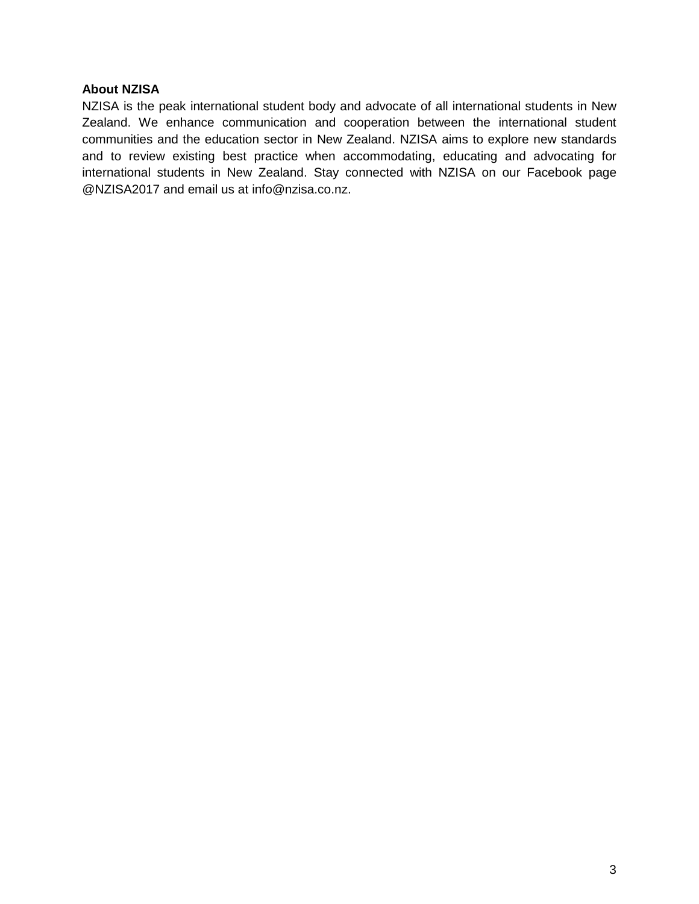**About NZISA**

NZISA is the peak international student body and advocate of all international students in New Zealand. We enhance communication and cooperation between the international student communities and the education sector in New Zealand. NZISA aims to explore new standards and to review existing best practice when accommodating, educating and advocating for international students in New Zealand. Stay connected with NZISA on our Facebook page @NZISA2017 and email us at info@nzisa.co.nz.